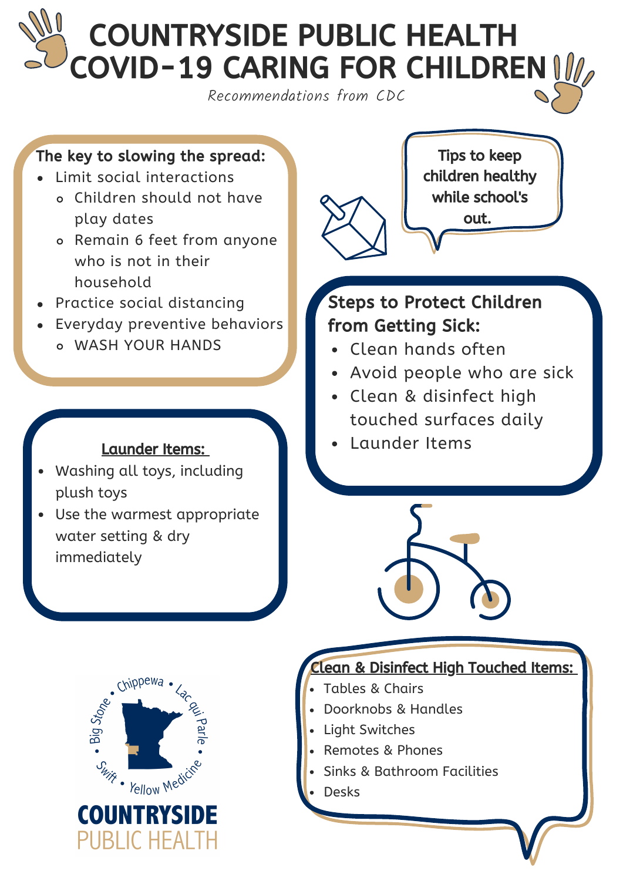# COUNTRYSIDE PUBLIC HEALTH COVID-19 CARING FOR CHILDREN

*Recommendations from CDC*

**The key to slowing the spread:**

- Limit social interactions
  - Children should not have play dates
  - Remain 6 feet from anyone who is not in their household
- Practice social distancing
- Everyday preventive behaviors
  - WASH YOUR HANDS

**Tips to keep children healthy while school's out.**

**Steps to Protect Children from Getting Sick:**

- Clean hands often
- Avoid people who are sick
- Clean & disinfect high touched surfaces daily
- Launder Items

**Launder Items:**

- Washing all toys, including plush toys
- Use the warmest appropriate water setting & dry immediately

**Clean & Disinfect High Touched Items:**

- Tables & Chairs
- Doorknobs & Handles
- Light Switches
- Remotes & Phones
- Sinks & Bathroom Facilities
- Desks

Chippewa • Lac qui Parle • Yellow Medicine • Swift • Big Stone

**COUNTRYSIDE**
PUBLIC HEALTH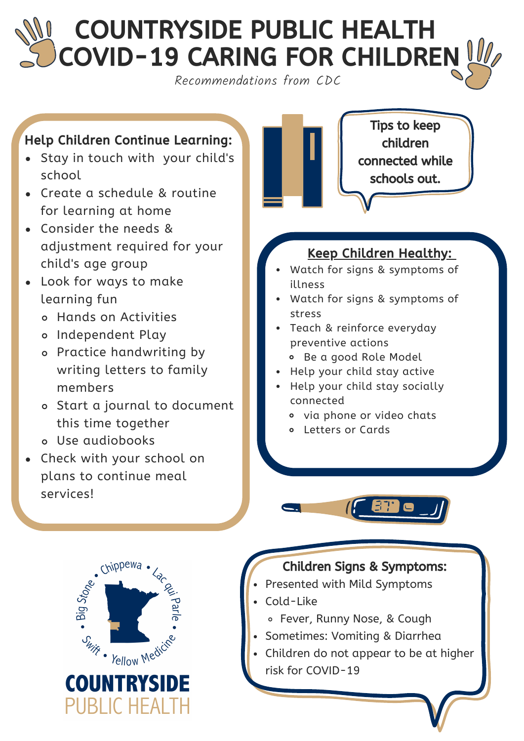# COUNTRYSIDE PUBLIC HEALTH COVID-19 CARING FOR CHILDREN

*Recommendations from CDC*

**Help Children Continue Learning:**

- Stay in touch with your child's school
- Create a schedule & routine for learning at home
- Consider the needs & adjustment required for your child's age group
- Look for ways to make learning fun
  - Hands on Activities
  - Independent Play
  - Practice handwriting by writing letters to family members
  - Start a journal to document this time together
  - Use audiobooks
- Check with your school on plans to continue meal services!

**Tips to keep children connected while schools out.**

**Keep Children Healthy:**

- Watch for signs & symptoms of illness
- Watch for signs & symptoms of stress
- Teach & reinforce everyday preventive actions
  - Be a good Role Model
- Help your child stay active
- Help your child stay socially connected
  - via phone or video chats
  - Letters or Cards

**Children Signs & Symptoms:**

- Presented with Mild Symptoms
- Cold-Like
  - Fever, Runny Nose, & Cough
- Sometimes: Vomiting & Diarrhea
- Children do not appear to be at higher risk for COVID-19

Big Stone • Chippewa • Lac qui Parle • Yellow Medicine • Swift

**COUNTRYSIDE**
PUBLIC HEALTH